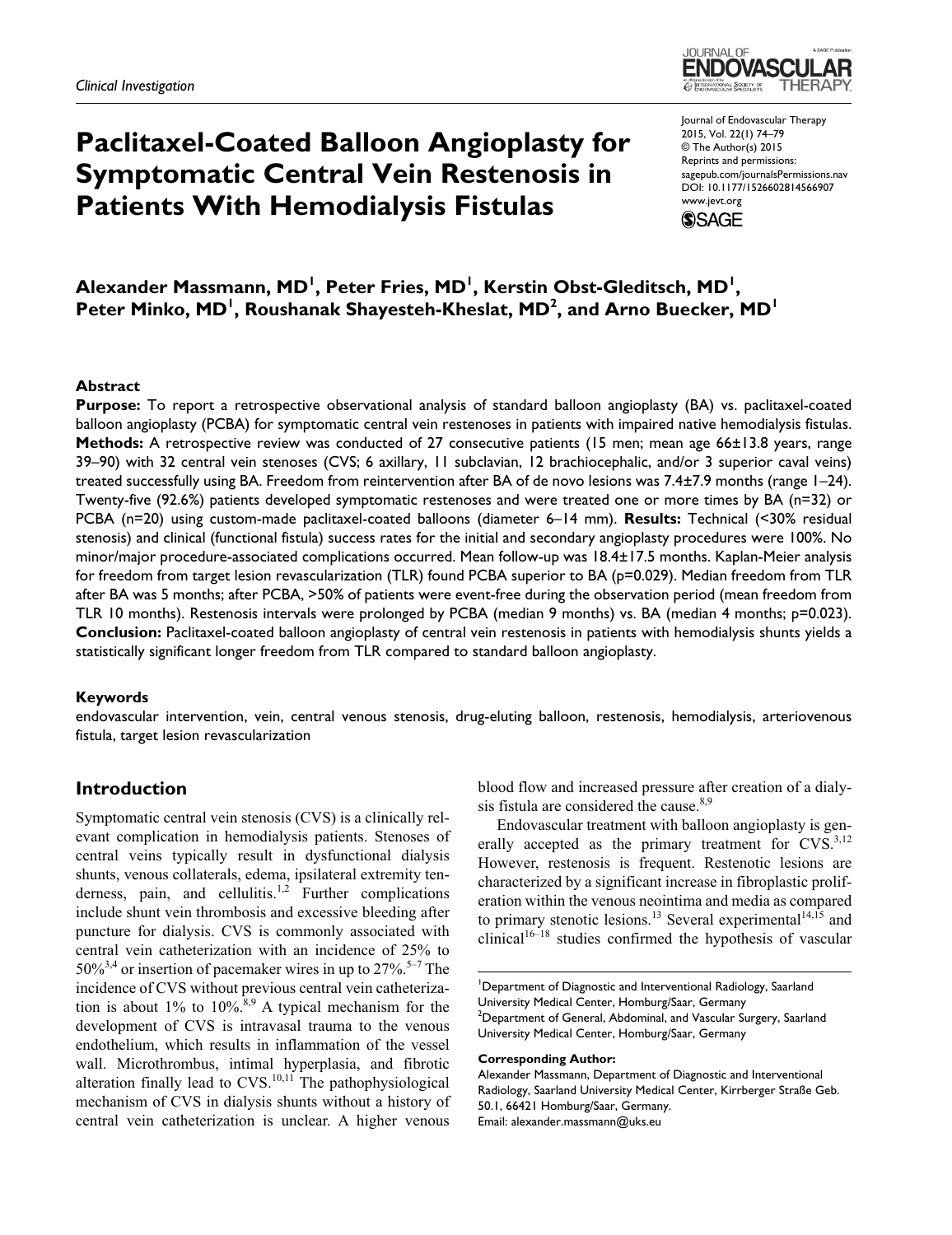*Clinical Investigation*

# Paclitaxel-Coated Balloon Angioplasty for Symptomatic Central Vein Restenosis in Patients With Hemodialysis Fistulas

Journal of Endovascular Therapy
2015, Vol. 22(1) 74–79
© The Author(s) 2015
Reprints and permissions: sagepub.com/journalsPermissions.nav
DOI: 10.1177/1526602814566907
www.jevt.org

**Alexander Massmann, MD[1], Peter Fries, MD[1], Kerstin Obst-Gleditsch, MD[1], Peter Minko, MD[1], Roushanak Shayesteh-Kheslat, MD[2], and Arno Buecker, MD[1]**

## Abstract

**Purpose:** To report a retrospective observational analysis of standard balloon angioplasty (BA) vs. paclitaxel-coated balloon angioplasty (PCBA) for symptomatic central vein restenoses in patients with impaired native hemodialysis fistulas. **Methods:** A retrospective review was conducted of 27 consecutive patients (15 men; mean age 66±13.8 years, range 39–90) with 32 central vein stenoses (CVS; 6 axillary, 11 subclavian, 12 brachiocephalic, and/or 3 superior caval veins) treated successfully using BA. Freedom from reintervention after BA of de novo lesions was 7.4±7.9 months (range 1–24). Twenty-five (92.6%) patients developed symptomatic restenoses and were treated one or more times by BA (n=32) or PCBA (n=20) using custom-made paclitaxel-coated balloons (diameter 6–14 mm). **Results:** Technical (<30% residual stenosis) and clinical (functional fistula) success rates for the initial and secondary angioplasty procedures were 100%. No minor/major procedure-associated complications occurred. Mean follow-up was 18.4±17.5 months. Kaplan-Meier analysis for freedom from target lesion revascularization (TLR) found PCBA superior to BA (p=0.029). Median freedom from TLR after BA was 5 months; after PCBA, >50% of patients were event-free during the observation period (mean freedom from TLR 10 months). Restenosis intervals were prolonged by PCBA (median 9 months) vs. BA (median 4 months; p=0.023). **Conclusion:** Paclitaxel-coated balloon angioplasty of central vein restenosis in patients with hemodialysis shunts yields a statistically significant longer freedom from TLR compared to standard balloon angioplasty.

### Keywords

endovascular intervention, vein, central venous stenosis, drug-eluting balloon, restenosis, hemodialysis, arteriovenous fistula, target lesion revascularization

## Introduction

Symptomatic central vein stenosis (CVS) is a clinically relevant complication in hemodialysis patients. Stenoses of central veins typically result in dysfunctional dialysis shunts, venous collaterals, edema, ipsilateral extremity tenderness, pain, and cellulitis.[1,2] Further complications include shunt vein thrombosis and excessive bleeding after puncture for dialysis. CVS is commonly associated with central vein catheterization with an incidence of 25% to 50%[3,4] or insertion of pacemaker wires in up to 27%.[5–7] The incidence of CVS without previous central vein catheterization is about 1% to 10%.[8,9] A typical mechanism for the development of CVS is intravasal trauma to the venous endothelium, which results in inflammation of the vessel wall. Microthrombus, intimal hyperplasia, and fibrotic alteration finally lead to CVS.[10,11] The pathophysiological mechanism of CVS in dialysis shunts without a history of central vein catheterization is unclear. A higher venous blood flow and increased pressure after creation of a dialysis fistula are considered the cause.[8,9]

Endovascular treatment with balloon angioplasty is generally accepted as the primary treatment for CVS.[3,12] However, restenosis is frequent. Restenotic lesions are characterized by a significant increase in fibroplastic proliferation within the venous neointima and media as compared to primary stenotic lesions.[13] Several experimental[14,15] and clinical[16–18] studies confirmed the hypothesis of vascular

[1]Department of Diagnostic and Interventional Radiology, Saarland University Medical Center, Homburg/Saar, Germany
[2]Department of General, Abdominal, and Vascular Surgery, Saarland University Medical Center, Homburg/Saar, Germany

**Corresponding Author:**
Alexander Massmann, Department of Diagnostic and Interventional Radiology, Saarland University Medical Center, Kirrberger Straße Geb. 50.1, 66421 Homburg/Saar, Germany.
Email: alexander.massmann@uks.eu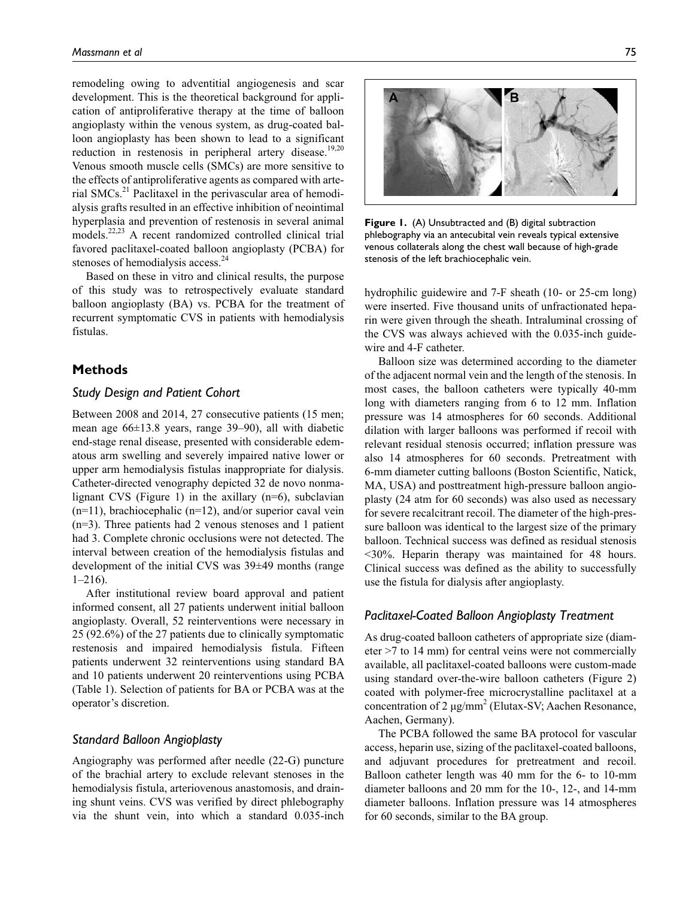remodeling owing to adventitial angiogenesis and scar development. This is the theoretical background for application of antiproliferative therapy at the time of balloon angioplasty within the venous system, as drug-coated balloon angioplasty has been shown to lead to a significant reduction in restenosis in peripheral artery disease.[19,20] Venous smooth muscle cells (SMCs) are more sensitive to the effects of antiproliferative agents as compared with arterial SMCs.[21] Paclitaxel in the perivascular area of hemodialysis grafts resulted in an effective inhibition of neointimal hyperplasia and prevention of restenosis in several animal models.[22,23] A recent randomized controlled clinical trial favored paclitaxel-coated balloon angioplasty (PCBA) for stenoses of hemodialysis access.[24]

Based on these in vitro and clinical results, the purpose of this study was to retrospectively evaluate standard balloon angioplasty (BA) vs. PCBA for the treatment of recurrent symptomatic CVS in patients with hemodialysis fistulas.

## Methods

### Study Design and Patient Cohort

Between 2008 and 2014, 27 consecutive patients (15 men; mean age 66±13.8 years, range 39–90), all with diabetic end-stage renal disease, presented with considerable edematous arm swelling and severely impaired native lower or upper arm hemodialysis fistulas inappropriate for dialysis. Catheter-directed venography depicted 32 de novo nonmalignant CVS (Figure 1) in the axillary (n=6), subclavian (n=11), brachiocephalic (n=12), and/or superior caval vein (n=3). Three patients had 2 venous stenoses and 1 patient had 3. Complete chronic occlusions were not detected. The interval between creation of the hemodialysis fistulas and development of the initial CVS was 39±49 months (range 1–216).

After institutional review board approval and patient informed consent, all 27 patients underwent initial balloon angioplasty. Overall, 52 reinterventions were necessary in 25 (92.6%) of the 27 patients due to clinically symptomatic restenosis and impaired hemodialysis fistula. Fifteen patients underwent 32 reinterventions using standard BA and 10 patients underwent 20 reinterventions using PCBA (Table 1). Selection of patients for BA or PCBA was at the operator's discretion.

### Standard Balloon Angioplasty

Angiography was performed after needle (22-G) puncture of the brachial artery to exclude relevant stenoses in the hemodialysis fistula, arteriovenous anastomosis, and draining shunt veins. CVS was verified by direct phlebography via the shunt vein, into which a standard 0.035-inch hydrophilic guidewire and 7-F sheath (10- or 25-cm long) were inserted. Five thousand units of unfractionated heparin were given through the sheath. Intraluminal crossing of the CVS was always achieved with the 0.035-inch guidewire and 4-F catheter.

**Figure 1.** (A) Unsubtracted and (B) digital subtraction phlebography via an antecubital vein reveals typical extensive venous collaterals along the chest wall because of high-grade stenosis of the left brachiocephalic vein.

Balloon size was determined according to the diameter of the adjacent normal vein and the length of the stenosis. In most cases, the balloon catheters were typically 40-mm long with diameters ranging from 6 to 12 mm. Inflation pressure was 14 atmospheres for 60 seconds. Additional dilation with larger balloons was performed if recoil with relevant residual stenosis occurred; inflation pressure was also 14 atmospheres for 60 seconds. Pretreatment with 6-mm diameter cutting balloons (Boston Scientific, Natick, MA, USA) and posttreatment high-pressure balloon angioplasty (24 atm for 60 seconds) was also used as necessary for severe recalcitrant recoil. The diameter of the high-pressure balloon was identical to the largest size of the primary balloon. Technical success was defined as residual stenosis <30%. Heparin therapy was maintained for 48 hours. Clinical success was defined as the ability to successfully use the fistula for dialysis after angioplasty.

### Paclitaxel-Coated Balloon Angioplasty Treatment

As drug-coated balloon catheters of appropriate size (diameter >7 to 14 mm) for central veins were not commercially available, all paclitaxel-coated balloons were custom-made using standard over-the-wire balloon catheters (Figure 2) coated with polymer-free microcrystalline paclitaxel at a concentration of 2 μg/mm$^2$ (Elutax-SV; Aachen Resonance, Aachen, Germany).

The PCBA followed the same BA protocol for vascular access, heparin use, sizing of the paclitaxel-coated balloons, and adjuvant procedures for pretreatment and recoil. Balloon catheter length was 40 mm for the 6- to 10-mm diameter balloons and 20 mm for the 10-, 12-, and 14-mm diameter balloons. Inflation pressure was 14 atmospheres for 60 seconds, similar to the BA group.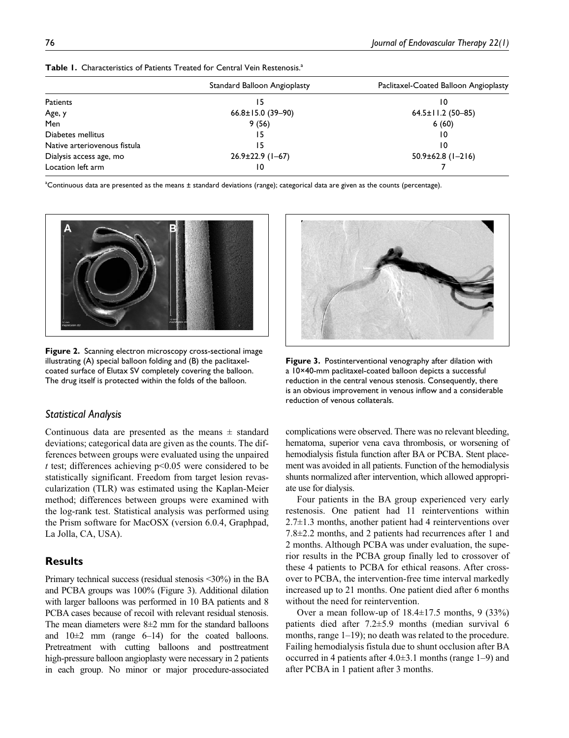**Table 1.** Characteristics of Patients Treated for Central Vein Restenosis.[a]

| | Standard Balloon Angioplasty | Paclitaxel-Coated Balloon Angioplasty |
|---|---|---|
| Patients | 15 | 10 |
| Age, y | 66.8±15.0 (39–90) | 64.5±11.2 (50–85) |
| Men | 9 (56) | 6 (60) |
| Diabetes mellitus | 15 | 10 |
| Native arteriovenous fistula | 15 | 10 |
| Dialysis access age, mo | 26.9±22.9 (1–67) | 50.9±62.8 (1–216) |
| Location left arm | 10 | 7 |

[a]Continuous data are presented as the means ± standard deviations (range); categorical data are given as the counts (percentage).

**Figure 2.** Scanning electron microscopy cross-sectional image illustrating (A) special balloon folding and (B) the paclitaxel-coated surface of Elutax SV completely covering the balloon. The drug itself is protected within the folds of the balloon.

**Figure 3.** Postinterventional venography after dilation with a 10×40-mm paclitaxel-coated balloon depicts a successful reduction in the central venous stenosis. Consequently, there is an obvious improvement in venous inflow and a considerable reduction of venous collaterals.

### Statistical Analysis

Continuous data are presented as the means ± standard deviations; categorical data are given as the counts. The differences between groups were evaluated using the unpaired *t* test; differences achieving $p<0.05$ were considered to be statistically significant. Freedom from target lesion revascularization (TLR) was estimated using the Kaplan-Meier method; differences between groups were examined with the log-rank test. Statistical analysis was performed using the Prism software for MacOSX (version 6.0.4, Graphpad, La Jolla, CA, USA).

## Results

Primary technical success (residual stenosis <30%) in the BA and PCBA groups was 100% (Figure 3). Additional dilation with larger balloons was performed in 10 BA patients and 8 PCBA cases because of recoil with relevant residual stenosis. The mean diameters were 8±2 mm for the standard balloons and 10±2 mm (range 6–14) for the coated balloons. Pretreatment with cutting balloons and posttreatment high-pressure balloon angioplasty were necessary in 2 patients in each group. No minor or major procedure-associated complications were observed. There was no relevant bleeding, hematoma, superior vena cava thrombosis, or worsening of hemodialysis fistula function after BA or PCBA. Stent placement was avoided in all patients. Function of the hemodialysis shunts normalized after intervention, which allowed appropriate use for dialysis.

Four patients in the BA group experienced very early restenosis. One patient had 11 reinterventions within 2.7±1.3 months, another patient had 4 reinterventions over 7.8±2.2 months, and 2 patients had recurrences after 1 and 2 months. Although PCBA was under evaluation, the superior results in the PCBA group finally led to crossover of these 4 patients to PCBA for ethical reasons. After crossover to PCBA, the intervention-free time interval markedly increased up to 21 months. One patient died after 6 months without the need for reintervention.

Over a mean follow-up of 18.4±17.5 months, 9 (33%) patients died after 7.2±5.9 months (median survival 6 months, range 1–19); no death was related to the procedure. Failing hemodialysis fistula due to shunt occlusion after BA occurred in 4 patients after 4.0±3.1 months (range 1–9) and after PCBA in 1 patient after 3 months.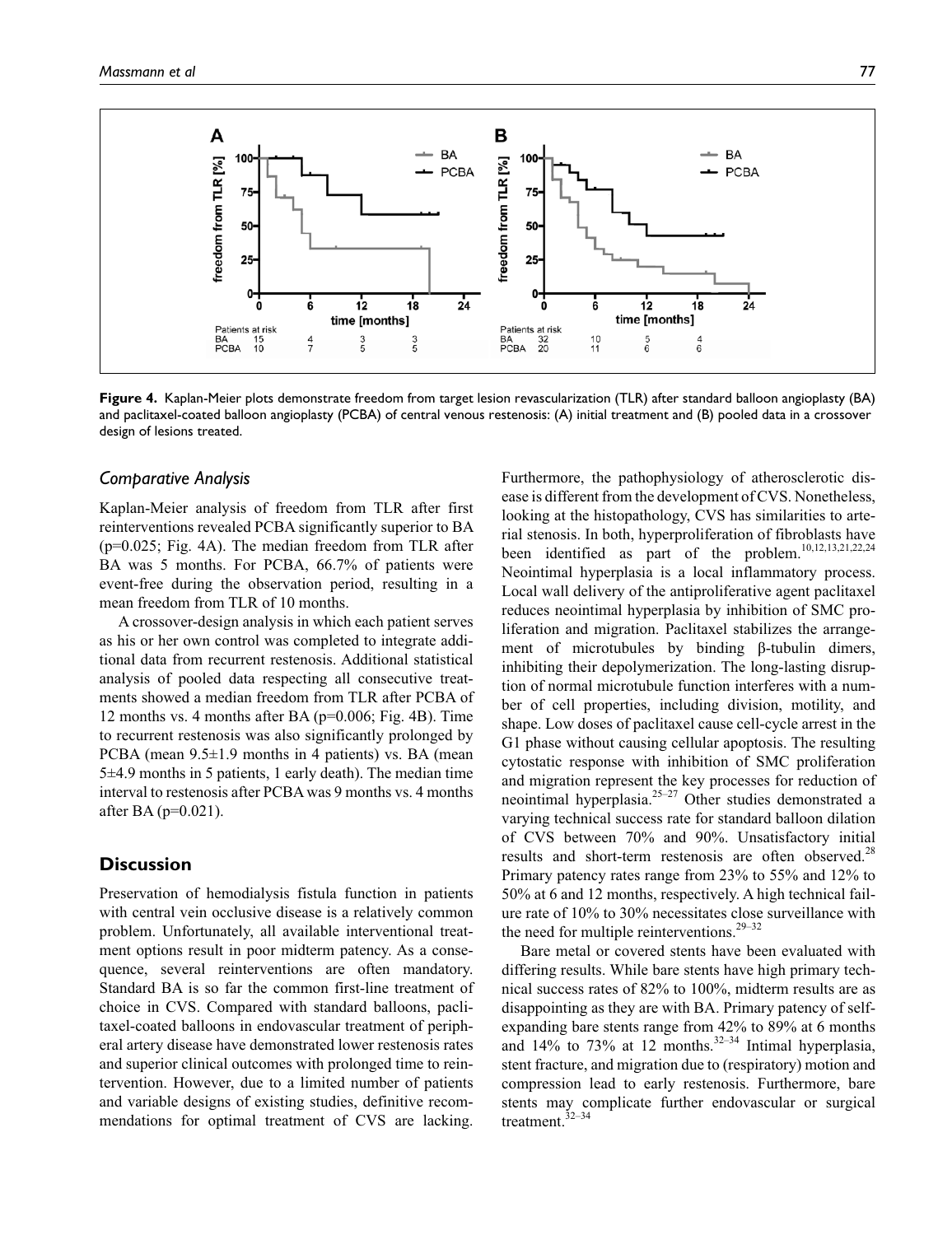**Figure 4.** Kaplan-Meier plots demonstrate freedom from target lesion revascularization (TLR) after standard balloon angioplasty (BA) and paclitaxel-coated balloon angioplasty (PCBA) of central venous restenosis: (A) initial treatment and (B) pooled data in a crossover design of lesions treated.

### Comparative Analysis

Kaplan-Meier analysis of freedom from TLR after first reinterventions revealed PCBA significantly superior to BA ($p$=0.025; Fig. 4A). The median freedom from TLR after BA was 5 months. For PCBA, 66.7% of patients were event-free during the observation period, resulting in a mean freedom from TLR of 10 months.

A crossover-design analysis in which each patient serves as his or her own control was completed to integrate additional data from recurrent restenosis. Additional statistical analysis of pooled data respecting all consecutive treatments showed a median freedom from TLR after PCBA of 12 months vs. 4 months after BA ($p$=0.006; Fig. 4B). Time to recurrent restenosis was also significantly prolonged by PCBA (mean 9.5±1.9 months in 4 patients) vs. BA (mean 5±4.9 months in 5 patients, 1 early death). The median time interval to restenosis after PCBA was 9 months vs. 4 months after BA ($p$=0.021).

## Discussion

Preservation of hemodialysis fistula function in patients with central vein occlusive disease is a relatively common problem. Unfortunately, all available interventional treatment options result in poor midterm patency. As a consequence, several reinterventions are often mandatory. Standard BA is so far the common first-line treatment of choice in CVS. Compared with standard balloons, paclitaxel-coated balloons in endovascular treatment of peripheral artery disease have demonstrated lower restenosis rates and superior clinical outcomes with prolonged time to reintervention. However, due to a limited number of patients and variable designs of existing studies, definitive recommendations for optimal treatment of CVS are lacking. Furthermore, the pathophysiology of atherosclerotic disease is different from the development of CVS. Nonetheless, looking at the histopathology, CVS has similarities to arterial stenosis. In both, hyperproliferation of fibroblasts have been identified as part of the problem.[10,12,13,21,22,24] Neointimal hyperplasia is a local inflammatory process. Local wall delivery of the antiproliferative agent paclitaxel reduces neointimal hyperplasia by inhibition of SMC proliferation and migration. Paclitaxel stabilizes the arrangement of microtubules by binding β-tubulin dimers, inhibiting their depolymerization. The long-lasting disruption of normal microtubule function interferes with a number of cell properties, including division, motility, and shape. Low doses of paclitaxel cause cell-cycle arrest in the G1 phase without causing cellular apoptosis. The resulting cytostatic response with inhibition of SMC proliferation and migration represent the key processes for reduction of neointimal hyperplasia.[25–27] Other studies demonstrated a varying technical success rate for standard balloon dilation of CVS between 70% and 90%. Unsatisfactory initial results and short-term restenosis are often observed.[28] Primary patency rates range from 23% to 55% and 12% to 50% at 6 and 12 months, respectively. A high technical failure rate of 10% to 30% necessitates close surveillance with the need for multiple reinterventions.[29–32]

Bare metal or covered stents have been evaluated with differing results. While bare stents have high primary technical success rates of 82% to 100%, midterm results are as disappointing as they are with BA. Primary patency of self-expanding bare stents range from 42% to 89% at 6 months and 14% to 73% at 12 months.[32–34] Intimal hyperplasia, stent fracture, and migration due to (respiratory) motion and compression lead to early restenosis. Furthermore, bare stents may complicate further endovascular or surgical treatment.[32–34]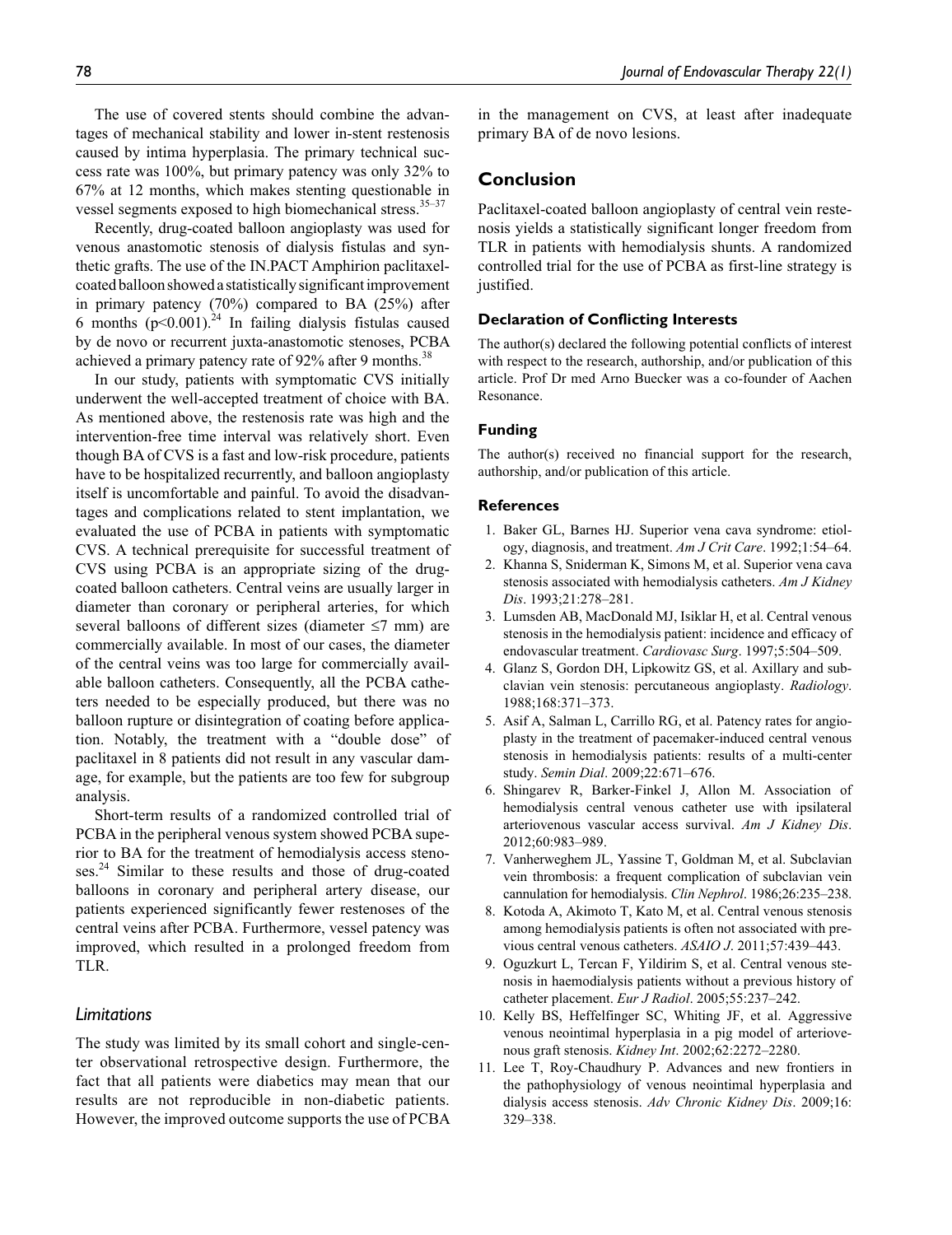The use of covered stents should combine the advantages of mechanical stability and lower in-stent restenosis caused by intima hyperplasia. The primary technical success rate was 100%, but primary patency was only 32% to 67% at 12 months, which makes stenting questionable in vessel segments exposed to high biomechanical stress.[35–37]

Recently, drug-coated balloon angioplasty was used for venous anastomotic stenosis of dialysis fistulas and synthetic grafts. The use of the IN.PACT Amphirion paclitaxel-coated balloon showed a statistically significant improvement in primary patency (70%) compared to BA (25%) after 6 months ($p<0.001$).[24] In failing dialysis fistulas caused by de novo or recurrent juxta-anastomotic stenoses, PCBA achieved a primary patency rate of 92% after 9 months.[38]

In our study, patients with symptomatic CVS initially underwent the well-accepted treatment of choice with BA. As mentioned above, the restenosis rate was high and the intervention-free time interval was relatively short. Even though BA of CVS is a fast and low-risk procedure, patients have to be hospitalized recurrently, and balloon angioplasty itself is uncomfortable and painful. To avoid the disadvantages and complications related to stent implantation, we evaluated the use of PCBA in patients with symptomatic CVS. A technical prerequisite for successful treatment of CVS using PCBA is an appropriate sizing of the drug-coated balloon catheters. Central veins are usually larger in diameter than coronary or peripheral arteries, for which several balloons of different sizes (diameter ≤7 mm) are commercially available. In most of our cases, the diameter of the central veins was too large for commercially available balloon catheters. Consequently, all the PCBA catheters needed to be especially produced, but there was no balloon rupture or disintegration of coating before application. Notably, the treatment with a "double dose" of paclitaxel in 8 patients did not result in any vascular damage, for example, but the patients are too few for subgroup analysis.

Short-term results of a randomized controlled trial of PCBA in the peripheral venous system showed PCBA superior to BA for the treatment of hemodialysis access stenoses.[24] Similar to these results and those of drug-coated balloons in coronary and peripheral artery disease, our patients experienced significantly fewer restenoses of the central veins after PCBA. Furthermore, vessel patency was improved, which resulted in a prolonged freedom from TLR.

### *Limitations*

The study was limited by its small cohort and single-center observational retrospective design. Furthermore, the fact that all patients were diabetics may mean that our results are not reproducible in non-diabetic patients. However, the improved outcome supports the use of PCBA in the management on CVS, at least after inadequate primary BA of de novo lesions.

## Conclusion

Paclitaxel-coated balloon angioplasty of central vein restenosis yields a statistically significant longer freedom from TLR in patients with hemodialysis shunts. A randomized controlled trial for the use of PCBA as first-line strategy is justified.

### Declaration of Conflicting Interests

The author(s) declared the following potential conflicts of interest with respect to the research, authorship, and/or publication of this article. Prof Dr med Arno Buecker was a co-founder of Aachen Resonance.

### Funding

The author(s) received no financial support for the research, authorship, and/or publication of this article.

### References

1. Baker GL, Barnes HJ. Superior vena cava syndrome: etiology, diagnosis, and treatment. *Am J Crit Care*. 1992;1:54–64.
2. Khanna S, Sniderman K, Simons M, et al. Superior vena cava stenosis associated with hemodialysis catheters. *Am J Kidney Dis*. 1993;21:278–281.
3. Lumsden AB, MacDonald MJ, Isiklar H, et al. Central venous stenosis in the hemodialysis patient: incidence and efficacy of endovascular treatment. *Cardiovasc Surg*. 1997;5:504–509.
4. Glanz S, Gordon DH, Lipkowitz GS, et al. Axillary and subclavian vein stenosis: percutaneous angioplasty. *Radiology*. 1988;168:371–373.
5. Asif A, Salman L, Carrillo RG, et al. Patency rates for angioplasty in the treatment of pacemaker-induced central venous stenosis in hemodialysis patients: results of a multi-center study. *Semin Dial*. 2009;22:671–676.
6. Shingarev R, Barker-Finkel J, Allon M. Association of hemodialysis central venous catheter use with ipsilateral arteriovenous vascular access survival. *Am J Kidney Dis*. 2012;60:983–989.
7. Vanherweghem JL, Yassine T, Goldman M, et al. Subclavian vein thrombosis: a frequent complication of subclavian vein cannulation for hemodialysis. *Clin Nephrol*. 1986;26:235–238.
8. Kotoda A, Akimoto T, Kato M, et al. Central venous stenosis among hemodialysis patients is often not associated with previous central venous catheters. *ASAIO J*. 2011;57:439–443.
9. Oguzkurt L, Tercan F, Yildirim S, et al. Central venous stenosis in haemodialysis patients without a previous history of catheter placement. *Eur J Radiol*. 2005;55:237–242.
10. Kelly BS, Heffelfinger SC, Whiting JF, et al. Aggressive venous neointimal hyperplasia in a pig model of arteriovenous graft stenosis. *Kidney Int*. 2002;62:2272–2280.
11. Lee T, Roy-Chaudhury P. Advances and new frontiers in the pathophysiology of venous neointimal hyperplasia and dialysis access stenosis. *Adv Chronic Kidney Dis*. 2009;16: 329–338.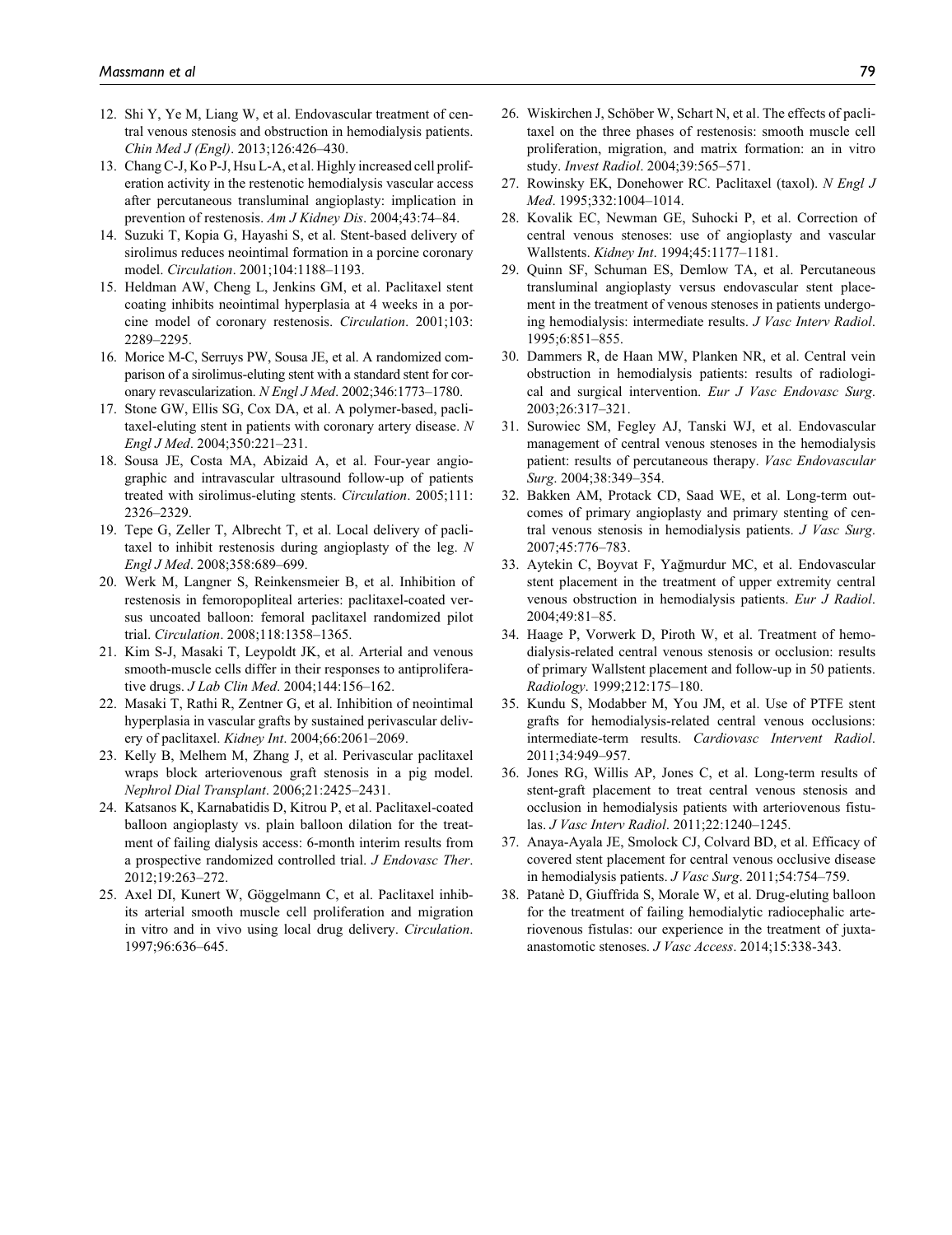12. Shi Y, Ye M, Liang W, et al. Endovascular treatment of central venous stenosis and obstruction in hemodialysis patients. *Chin Med J (Engl)*. 2013;126:426–430.
13. Chang C-J, Ko P-J, Hsu L-A, et al. Highly increased cell proliferation activity in the restenotic hemodialysis vascular access after percutaneous transluminal angioplasty: implication in prevention of restenosis. *Am J Kidney Dis*. 2004;43:74–84.
14. Suzuki T, Kopia G, Hayashi S, et al. Stent-based delivery of sirolimus reduces neointimal formation in a porcine coronary model. *Circulation*. 2001;104:1188–1193.
15. Heldman AW, Cheng L, Jenkins GM, et al. Paclitaxel stent coating inhibits neointimal hyperplasia at 4 weeks in a porcine model of coronary restenosis. *Circulation*. 2001;103: 2289–2295.
16. Morice M-C, Serruys PW, Sousa JE, et al. A randomized comparison of a sirolimus-eluting stent with a standard stent for coronary revascularization. *N Engl J Med*. 2002;346:1773–1780.
17. Stone GW, Ellis SG, Cox DA, et al. A polymer-based, paclitaxel-eluting stent in patients with coronary artery disease. *N Engl J Med*. 2004;350:221–231.
18. Sousa JE, Costa MA, Abizaid A, et al. Four-year angiographic and intravascular ultrasound follow-up of patients treated with sirolimus-eluting stents. *Circulation*. 2005;111: 2326–2329.
19. Tepe G, Zeller T, Albrecht T, et al. Local delivery of paclitaxel to inhibit restenosis during angioplasty of the leg. *N Engl J Med*. 2008;358:689–699.
20. Werk M, Langner S, Reinkensmeier B, et al. Inhibition of restenosis in femoropopliteal arteries: paclitaxel-coated versus uncoated balloon: femoral paclitaxel randomized pilot trial. *Circulation*. 2008;118:1358–1365.
21. Kim S-J, Masaki T, Leypoldt JK, et al. Arterial and venous smooth-muscle cells differ in their responses to antiproliferative drugs. *J Lab Clin Med*. 2004;144:156–162.
22. Masaki T, Rathi R, Zentner G, et al. Inhibition of neointimal hyperplasia in vascular grafts by sustained perivascular delivery of paclitaxel. *Kidney Int*. 2004;66:2061–2069.
23. Kelly B, Melhem M, Zhang J, et al. Perivascular paclitaxel wraps block arteriovenous graft stenosis in a pig model. *Nephrol Dial Transplant*. 2006;21:2425–2431.
24. Katsanos K, Karnabatidis D, Kitrou P, et al. Paclitaxel-coated balloon angioplasty vs. plain balloon dilation for the treatment of failing dialysis access: 6-month interim results from a prospective randomized controlled trial. *J Endovasc Ther*. 2012;19:263–272.
25. Axel DI, Kunert W, Göggelmann C, et al. Paclitaxel inhibits arterial smooth muscle cell proliferation and migration in vitro and in vivo using local drug delivery. *Circulation*. 1997;96:636–645.
26. Wiskirchen J, Schöber W, Schart N, et al. The effects of paclitaxel on the three phases of restenosis: smooth muscle cell proliferation, migration, and matrix formation: an in vitro study. *Invest Radiol*. 2004;39:565–571.
27. Rowinsky EK, Donehower RC. Paclitaxel (taxol). *N Engl J Med*. 1995;332:1004–1014.
28. Kovalik EC, Newman GE, Suhocki P, et al. Correction of central venous stenoses: use of angioplasty and vascular Wallstents. *Kidney Int*. 1994;45:1177–1181.
29. Quinn SF, Schuman ES, Demlow TA, et al. Percutaneous transluminal angioplasty versus endovascular stent placement in the treatment of venous stenoses in patients undergoing hemodialysis: intermediate results. *J Vasc Interv Radiol*. 1995;6:851–855.
30. Dammers R, de Haan MW, Planken NR, et al. Central vein obstruction in hemodialysis patients: results of radiological and surgical intervention. *Eur J Vasc Endovasc Surg*. 2003;26:317–321.
31. Surowiec SM, Fegley AJ, Tanski WJ, et al. Endovascular management of central venous stenoses in the hemodialysis patient: results of percutaneous therapy. *Vasc Endovascular Surg*. 2004;38:349–354.
32. Bakken AM, Protack CD, Saad WE, et al. Long-term outcomes of primary angioplasty and primary stenting of central venous stenosis in hemodialysis patients. *J Vasc Surg*. 2007;45:776–783.
33. Aytekin C, Boyvat F, Yağmurdur MC, et al. Endovascular stent placement in the treatment of upper extremity central venous obstruction in hemodialysis patients. *Eur J Radiol*. 2004;49:81–85.
34. Haage P, Vorwerk D, Piroth W, et al. Treatment of hemodialysis-related central venous stenosis or occlusion: results of primary Wallstent placement and follow-up in 50 patients. *Radiology*. 1999;212:175–180.
35. Kundu S, Modabber M, You JM, et al. Use of PTFE stent grafts for hemodialysis-related central venous occlusions: intermediate-term results. *Cardiovasc Intervent Radiol*. 2011;34:949–957.
36. Jones RG, Willis AP, Jones C, et al. Long-term results of stent-graft placement to treat central venous stenosis and occlusion in hemodialysis patients with arteriovenous fistulas. *J Vasc Interv Radiol*. 2011;22:1240–1245.
37. Anaya-Ayala JE, Smolock CJ, Colvard BD, et al. Efficacy of covered stent placement for central venous occlusive disease in hemodialysis patients. *J Vasc Surg*. 2011;54:754–759.
38. Patanè D, Giuffrida S, Morale W, et al. Drug-eluting balloon for the treatment of failing hemodialytic radiocephalic arteriovenous fistulas: our experience in the treatment of juxta-anastomotic stenoses. *J Vasc Access*. 2014;15:338-343.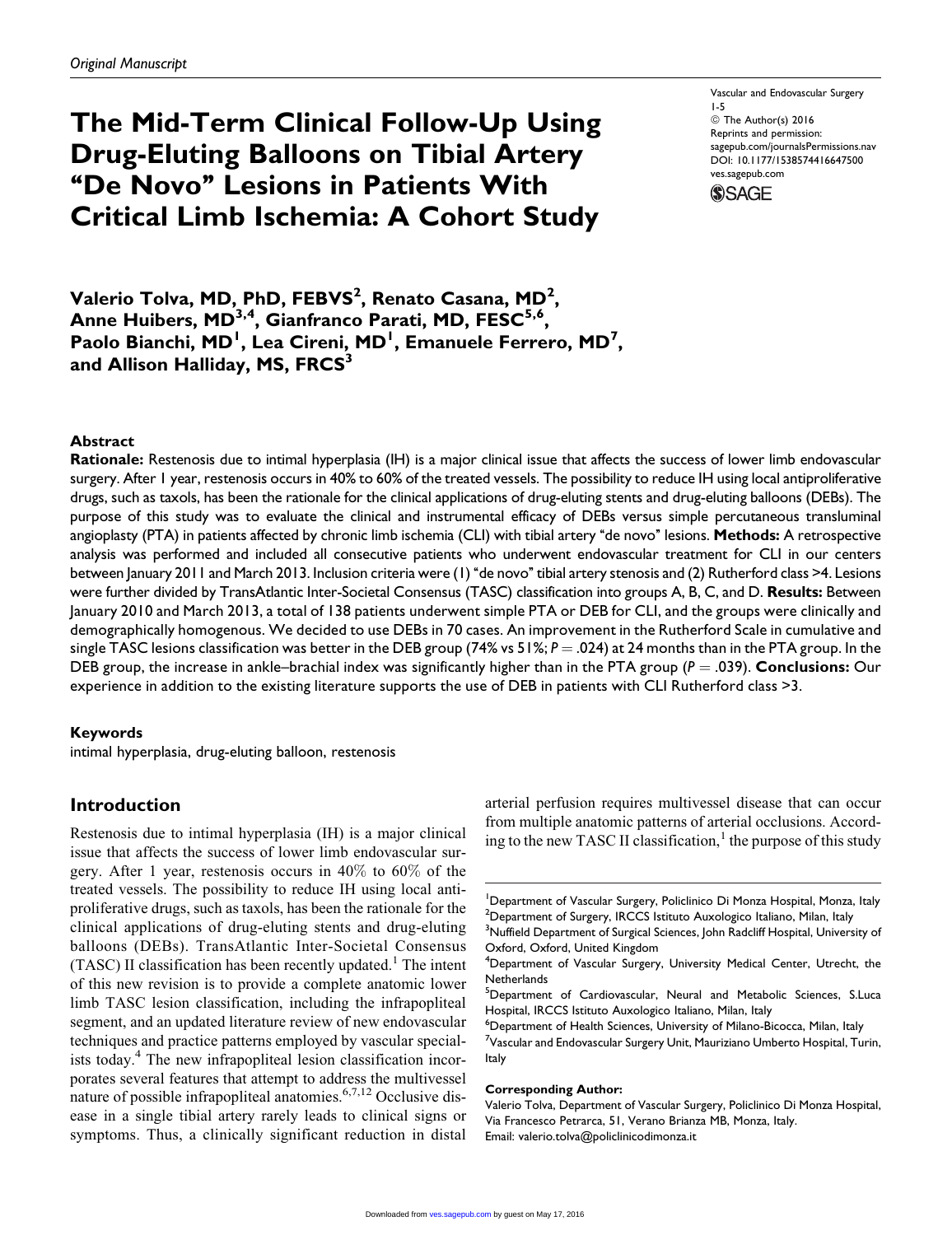*Original Manuscript*

# The Mid-Term Clinical Follow-Up Using Drug-Eluting Balloons on Tibial Artery "De Novo" Lesions in Patients With Critical Limb Ischemia: A Cohort Study

Vascular and Endovascular Surgery
1-5
© The Author(s) 2016
Reprints and permission:
sagepub.com/journalsPermissions.nav
DOI: 10.1177/1538574416647500
ves.sagepub.com

**Valerio Tolva, MD, PhD, FEBVS[2], Renato Casana, MD[2], Anne Huibers, MD[3,4], Gianfranco Parati, MD, FESC[5,6], Paolo Bianchi, MD[1], Lea Cireni, MD[1], Emanuele Ferrero, MD[7], and Allison Halliday, MS, FRCS[3]**

## Abstract

**Rationale:** Restenosis due to intimal hyperplasia (IH) is a major clinical issue that affects the success of lower limb endovascular surgery. After 1 year, restenosis occurs in 40% to 60% of the treated vessels. The possibility to reduce IH using local antiproliferative drugs, such as taxols, has been the rationale for the clinical applications of drug-eluting stents and drug-eluting balloons (DEBs). The purpose of this study was to evaluate the clinical and instrumental efficacy of DEBs versus simple percutaneous transluminal angioplasty (PTA) in patients affected by chronic limb ischemia (CLI) with tibial artery "de novo" lesions. **Methods:** A retrospective analysis was performed and included all consecutive patients who underwent endovascular treatment for CLI in our centers between January 2011 and March 2013. Inclusion criteria were (1) "de novo" tibial artery stenosis and (2) Rutherford class >4. Lesions were further divided by TransAtlantic Inter-Societal Consensus (TASC) classification into groups A, B, C, and D. **Results:** Between January 2010 and March 2013, a total of 138 patients underwent simple PTA or DEB for CLI, and the groups were clinically and demographically homogenous. We decided to use DEBs in 70 cases. An improvement in the Rutherford Scale in cumulative and single TASC lesions classification was better in the DEB group (74% vs 51%; $P = .024$) at 24 months than in the PTA group. In the DEB group, the increase in ankle–brachial index was significantly higher than in the PTA group ($P = .039$). **Conclusions:** Our experience in addition to the existing literature supports the use of DEB in patients with CLI Rutherford class >3.

### Keywords

intimal hyperplasia, drug-eluting balloon, restenosis

## Introduction

Restenosis due to intimal hyperplasia (IH) is a major clinical issue that affects the success of lower limb endovascular surgery. After 1 year, restenosis occurs in 40% to 60% of the treated vessels. The possibility to reduce IH using local antiproliferative drugs, such as taxols, has been the rationale for the clinical applications of drug-eluting stents and drug-eluting balloons (DEBs). TransAtlantic Inter-Societal Consensus (TASC) II classification has been recently updated.[1] The intent of this new revision is to provide a complete anatomic lower limb TASC lesion classification, including the infrapopliteal segment, and an updated literature review of new endovascular techniques and practice patterns employed by vascular specialists today.[4] The new infrapopliteal lesion classification incorporates several features that attempt to address the multivessel nature of possible infrapopliteal anatomies.[6,7,12] Occlusive disease in a single tibial artery rarely leads to clinical signs or symptoms. Thus, a clinically significant reduction in distal arterial perfusion requires multivessel disease that can occur from multiple anatomic patterns of arterial occlusions. According to the new TASC II classification,[1] the purpose of this study

[1]Department of Vascular Surgery, Policlinico Di Monza Hospital, Monza, Italy
[2]Department of Surgery, IRCCS Istituto Auxologico Italiano, Milan, Italy
[3]Nuffield Department of Surgical Sciences, John Radcliff Hospital, University of Oxford, Oxford, United Kingdom
[4]Department of Vascular Surgery, University Medical Center, Utrecht, the Netherlands
[5]Department of Cardiovascular, Neural and Metabolic Sciences, S.Luca Hospital, IRCCS Istituto Auxologico Italiano, Milan, Italy
[6]Department of Health Sciences, University of Milano-Bicocca, Milan, Italy
[7]Vascular and Endovascular Surgery Unit, Mauriziano Umberto Hospital, Turin, Italy

**Corresponding Author:**
Valerio Tolva, Department of Vascular Surgery, Policlinico Di Monza Hospital, Via Francesco Petrarca, 51, Verano Brianza MB, Monza, Italy.
Email: valerio.tolva@policlinicodimonza.it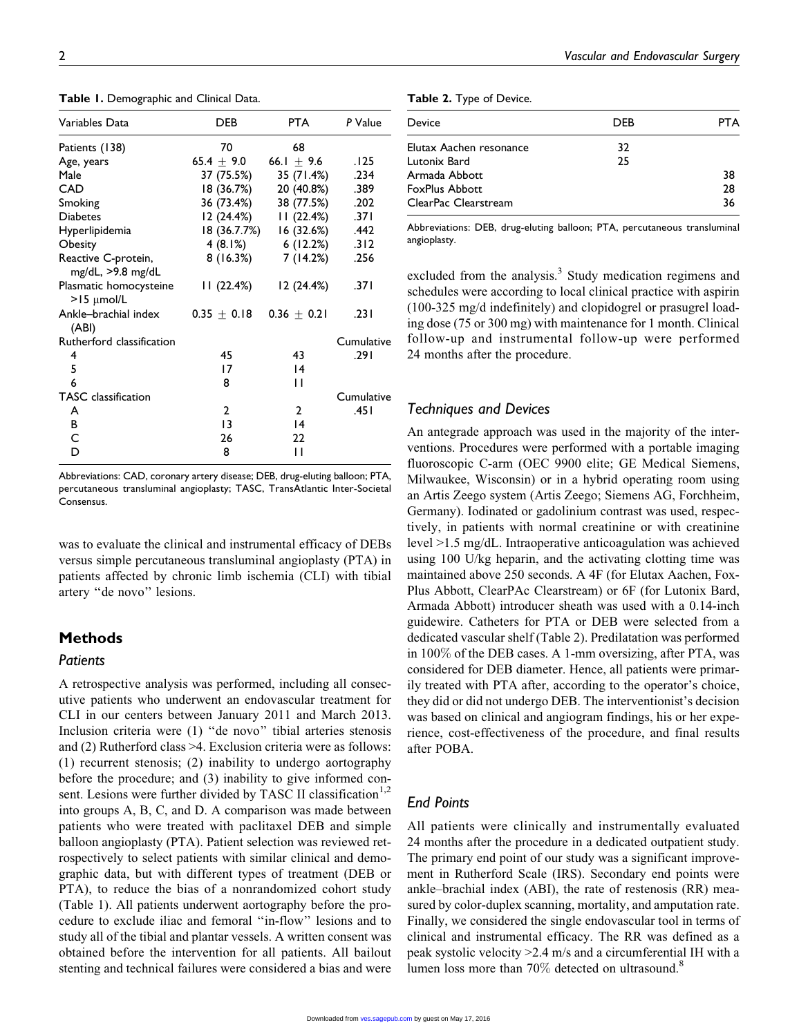**Table 1.** Demographic and Clinical Data.

| Variables Data | DEB | PTA | P Value |
|---|---|---|---|
| Patients (138) | 70 | 68 | |
| Age, years | 65.4 ± 9.0 | 66.1 ± 9.6 | .125 |
| Male | 37 (75.5%) | 35 (71.4%) | .234 |
| CAD | 18 (36.7%) | 20 (40.8%) | .389 |
| Smoking | 36 (73.4%) | 38 (77.5%) | .202 |
| Diabetes | 12 (24.4%) | 11 (22.4%) | .371 |
| Hyperlipidemia | 18 (36.7.7%) | 16 (32.6%) | .442 |
| Obesity | 4 (8.1%) | 6 (12.2%) | .312 |
| Reactive C-protein, mg/dL, >9.8 mg/dL | 8 (16.3%) | 7 (14.2%) | .256 |
| Plasmatic homocysteine >15 μmol/L | 11 (22.4%) | 12 (24.4%) | .371 |
| Ankle–brachial index (ABI) | 0.35 ± 0.18 | 0.36 ± 0.21 | .231 |
| Rutherford classification | | | Cumulative |
| 4 | 45 | 43 | .291 |
| 5 | 17 | 14 | |
| 6 | 8 | 11 | |
| TASC classification | | | Cumulative |
| A | 2 | 2 | .451 |
| B | 13 | 14 | |
| C | 26 | 22 | |
| D | 8 | 11 | |

Abbreviations: CAD, coronary artery disease; DEB, drug-eluting balloon; PTA, percutaneous transluminal angioplasty; TASC, TransAtlantic Inter-Societal Consensus.

was to evaluate the clinical and instrumental efficacy of DEBs versus simple percutaneous transluminal angioplasty (PTA) in patients affected by chronic limb ischemia (CLI) with tibial artery "de novo" lesions.

## Methods

### Patients

A retrospective analysis was performed, including all consecutive patients who underwent an endovascular treatment for CLI in our centers between January 2011 and March 2013. Inclusion criteria were (1) "de novo" tibial arteries stenosis and (2) Rutherford class >4. Exclusion criteria were as follows: (1) recurrent stenosis; (2) inability to undergo aortography before the procedure; and (3) inability to give informed consent. Lesions were further divided by TASC II classification[1,2] into groups A, B, C, and D. A comparison was made between patients who were treated with paclitaxel DEB and simple balloon angioplasty (PTA). Patient selection was reviewed retrospectively to select patients with similar clinical and demographic data, but with different types of treatment (DEB or PTA), to reduce the bias of a nonrandomized cohort study (Table 1). All patients underwent aortography before the procedure to exclude iliac and femoral "in-flow" lesions and to study all of the tibial and plantar vessels. A written consent was obtained before the intervention for all patients. All bailout stenting and technical failures were considered a bias and were excluded from the analysis.[3] Study medication regimens and schedules were according to local clinical practice with aspirin (100-325 mg/d indefinitely) and clopidogrel or prasugrel loading dose (75 or 300 mg) with maintenance for 1 month. Clinical follow-up and instrumental follow-up were performed 24 months after the procedure.

**Table 2.** Type of Device.

| Device | DEB | PTA |
|---|---|---|
| Elutax Aachen resonance | 32 | |
| Lutonix Bard | 25 | |
| Armada Abbott | | 38 |
| FoxPlus Abbott | | 28 |
| ClearPac Clearstream | | 36 |

Abbreviations: DEB, drug-eluting balloon; PTA, percutaneous transluminal angioplasty.

### Techniques and Devices

An antegrade approach was used in the majority of the interventions. Procedures were performed with a portable imaging fluoroscopic C-arm (OEC 9900 elite; GE Medical Siemens, Milwaukee, Wisconsin) or in a hybrid operating room using an Artis Zeego system (Artis Zeego; Siemens AG, Forchheim, Germany). Iodinated or gadolinium contrast was used, respectively, in patients with normal creatinine or with creatinine level >1.5 mg/dL. Intraoperative anticoagulation was achieved using 100 U/kg heparin, and the activating clotting time was maintained above 250 seconds. A 4F (for Elutax Aachen, FoxPlus Abbott, ClearPAc Clearstream) or 6F (for Lutonix Bard, Armada Abbott) introducer sheath was used with a 0.14-inch guidewire. Catheters for PTA or DEB were selected from a dedicated vascular shelf (Table 2). Predilatation was performed in 100% of the DEB cases. A 1-mm oversizing, after PTA, was considered for DEB diameter. Hence, all patients were primarily treated with PTA after, according to the operator's choice, they did or did not undergo DEB. The interventionist's decision was based on clinical and angiogram findings, his or her experience, cost-effectiveness of the procedure, and final results after POBA.

### End Points

All patients were clinically and instrumentally evaluated 24 months after the procedure in a dedicated outpatient study. The primary end point of our study was a significant improvement in Rutherford Scale (IRS). Secondary end points were ankle–brachial index (ABI), the rate of restenosis (RR) measured by color-duplex scanning, mortality, and amputation rate. Finally, we considered the single endovascular tool in terms of clinical and instrumental efficacy. The RR was defined as a peak systolic velocity >2.4 m/s and a circumferential IH with a lumen loss more than 70% detected on ultrasound.[8]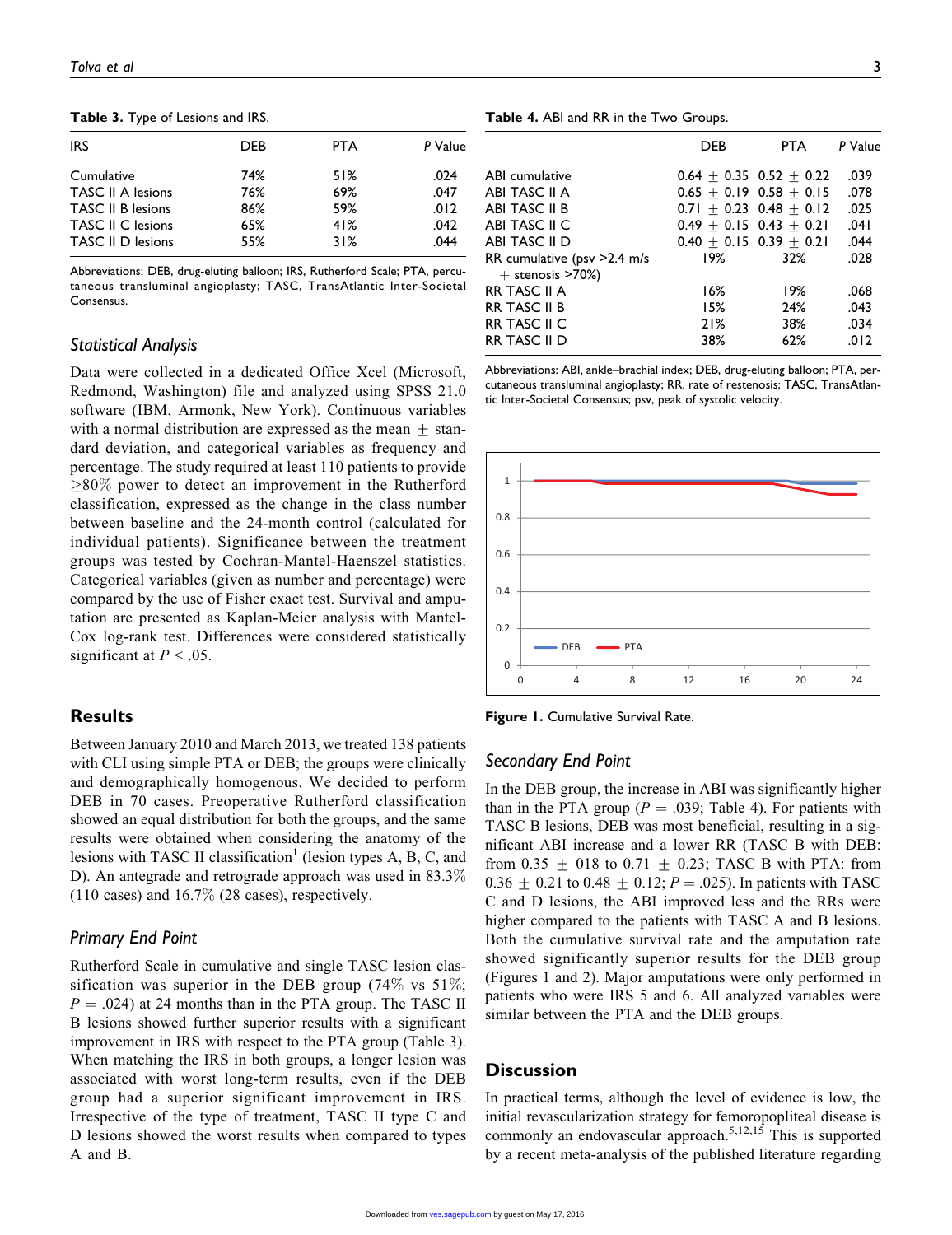**Table 3.** Type of Lesions and IRS.

| IRS | DEB | PTA | *P* Value |
|---|---|---|---|
| Cumulative | 74% | 51% | .024 |
| TASC II A lesions | 76% | 69% | .047 |
| TASC II B lesions | 86% | 59% | .012 |
| TASC II C lesions | 65% | 41% | .042 |
| TASC II D lesions | 55% | 31% | .044 |

Abbreviations: DEB, drug-eluting balloon; IRS, Rutherford Scale; PTA, percutaneous transluminal angioplasty; TASC, TransAtlantic Inter-Societal Consensus.

### Statistical Analysis

Data were collected in a dedicated Office Xcel (Microsoft, Redmond, Washington) file and analyzed using SPSS 21.0 software (IBM, Armonk, New York). Continuous variables with a normal distribution are expressed as the mean ± standard deviation, and categorical variables as frequency and percentage. The study required at least 110 patients to provide $\geq$80% power to detect an improvement in the Rutherford classification, expressed as the change in the class number between baseline and the 24-month control (calculated for individual patients). Significance between the treatment groups was tested by Cochran-Mantel-Haenszel statistics. Categorical variables (given as number and percentage) were compared by the use of Fisher exact test. Survival and amputation are presented as Kaplan-Meier analysis with Mantel-Cox log-rank test. Differences were considered statistically significant at $P < .05$.

## Results

Between January 2010 and March 2013, we treated 138 patients with CLI using simple PTA or DEB; the groups were clinically and demographically homogenous. We decided to perform DEB in 70 cases. Preoperative Rutherford classification showed an equal distribution for both the groups, and the same results were obtained when considering the anatomy of the lesions with TASC II classification[1] (lesion types A, B, C, and D). An antegrade and retrograde approach was used in 83.3% (110 cases) and 16.7% (28 cases), respectively.

### Primary End Point

Rutherford Scale in cumulative and single TASC lesion classification was superior in the DEB group (74% vs 51%; $P = .024$) at 24 months than in the PTA group. The TASC II B lesions showed further superior results with a significant improvement in IRS with respect to the PTA group (Table 3). When matching the IRS in both groups, a longer lesion was associated with worst long-term results, even if the DEB group had a superior significant improvement in IRS. Irrespective of the type of treatment, TASC II type C and D lesions showed the worst results when compared to types A and B.

**Table 4.** ABI and RR in the Two Groups.

| | DEB | PTA | *P* Value |
|---|---|---|---|
| ABI cumulative | 0.64 ± 0.35 | 0.52 ± 0.22 | .039 |
| ABI TASC II A | 0.65 ± 0.19 | 0.58 ± 0.15 | .078 |
| ABI TASC II B | 0.71 ± 0.23 | 0.48 ± 0.12 | .025 |
| ABI TASC II C | 0.49 ± 0.15 | 0.43 ± 0.21 | .041 |
| ABI TASC II D | 0.40 ± 0.15 | 0.39 ± 0.21 | .044 |
| RR cumulative (psv >2.4 m/s + stenosis >70%) | 19% | 32% | .028 |
| RR TASC II A | 16% | 19% | .068 |
| RR TASC II B | 15% | 24% | .043 |
| RR TASC II C | 21% | 38% | .034 |
| RR TASC II D | 38% | 62% | .012 |

Abbreviations: ABI, ankle–brachial index; DEB, drug-eluting balloon; PTA, percutaneous transluminal angioplasty; RR, rate of restenosis; TASC, TransAtlantic Inter-Societal Consensus; psv, peak of systolic velocity.

**Figure 1.** Cumulative Survival Rate.

### Secondary End Point

In the DEB group, the increase in ABI was significantly higher than in the PTA group ($P = .039$; Table 4). For patients with TASC B lesions, DEB was most beneficial, resulting in a significant ABI increase and a lower RR (TASC B with DEB: from 0.35 ± 018 to 0.71 ± 0.23; TASC B with PTA: from 0.36 ± 0.21 to 0.48 ± 0.12; $P = .025$). In patients with TASC C and D lesions, the ABI improved less and the RRs were higher compared to the patients with TASC A and B lesions. Both the cumulative survival rate and the amputation rate showed significantly superior results for the DEB group (Figures 1 and 2). Major amputations were only performed in patients who were IRS 5 and 6. All analyzed variables were similar between the PTA and the DEB groups.

## Discussion

In practical terms, although the level of evidence is low, the initial revascularization strategy for femoropopliteal disease is commonly an endovascular approach.[5,12,15] This is supported by a recent meta-analysis of the published literature regarding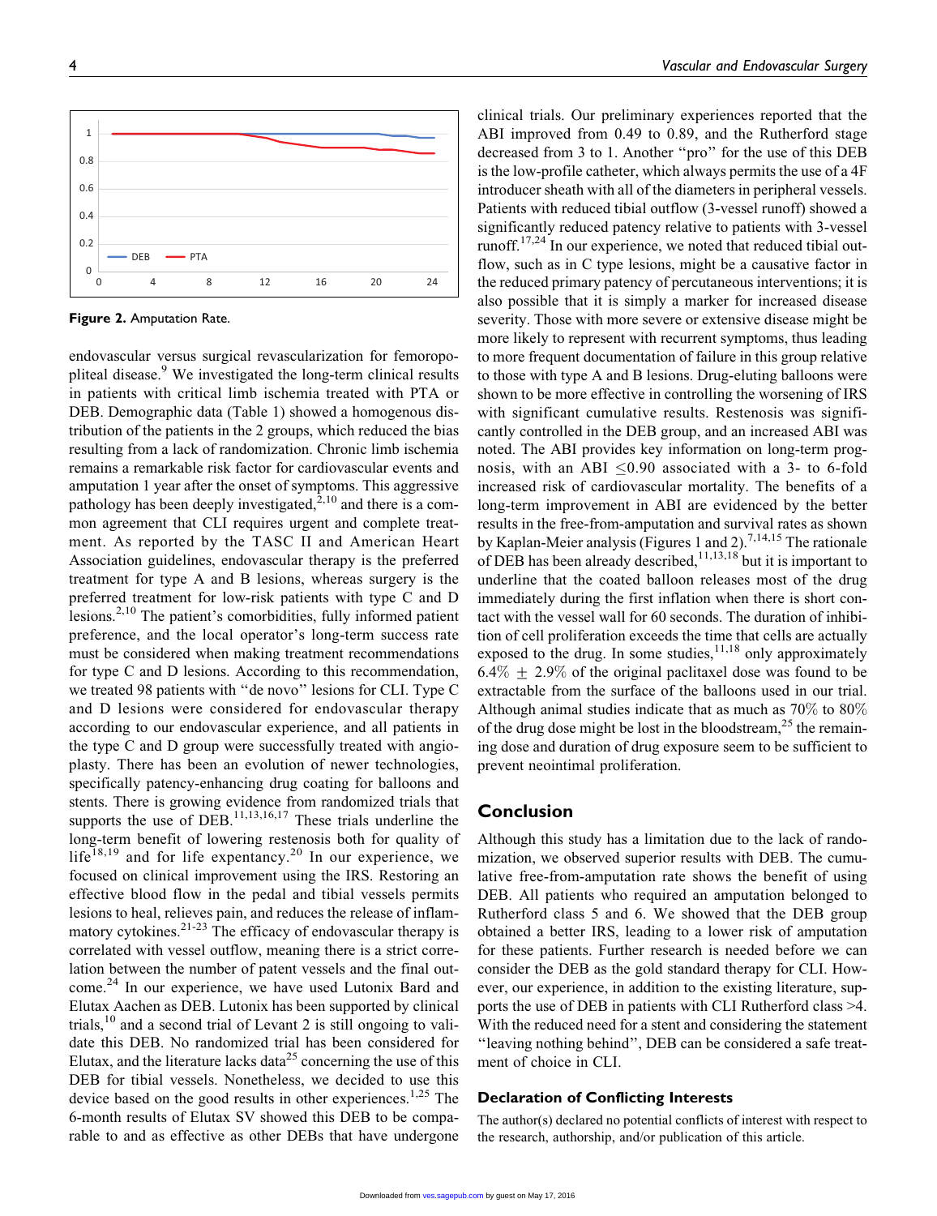Figure 2. Amputation Rate.

endovascular versus surgical revascularization for femoropopliteal disease.[9] We investigated the long-term clinical results in patients with critical limb ischemia treated with PTA or DEB. Demographic data (Table 1) showed a homogenous distribution of the patients in the 2 groups, which reduced the bias resulting from a lack of randomization. Chronic limb ischemia remains a remarkable risk factor for cardiovascular events and amputation 1 year after the onset of symptoms. This aggressive pathology has been deeply investigated,[2,10] and there is a common agreement that CLI requires urgent and complete treatment. As reported by the TASC II and American Heart Association guidelines, endovascular therapy is the preferred treatment for type A and B lesions, whereas surgery is the preferred treatment for low-risk patients with type C and D lesions.[2,10] The patient's comorbidities, fully informed patient preference, and the local operator's long-term success rate must be considered when making treatment recommendations for type C and D lesions. According to this recommendation, we treated 98 patients with "de novo" lesions for CLI. Type C and D lesions were considered for endovascular therapy according to our endovascular experience, and all patients in the type C and D group were successfully treated with angioplasty. There has been an evolution of newer technologies, specifically patency-enhancing drug coating for balloons and stents. There is growing evidence from randomized trials that supports the use of DEB.[11,13,16,17] These trials underline the long-term benefit of lowering restenosis both for quality of life[18,19] and for life expectancy.[20] In our experience, we focused on clinical improvement using the IRS. Restoring an effective blood flow in the pedal and tibial vessels permits lesions to heal, relieves pain, and reduces the release of inflammatory cytokines.[21-23] The efficacy of endovascular therapy is correlated with vessel outflow, meaning there is a strict correlation between the number of patent vessels and the final outcome.[24] In our experience, we have used Lutonix Bard and Elutax Aachen as DEB. Lutonix has been supported by clinical trials,[10] and a second trial of Levant 2 is still ongoing to validate this DEB. No randomized trial has been considered for Elutax, and the literature lacks data[25] concerning the use of this DEB for tibial vessels. Nonetheless, we decided to use this device based on the good results in other experiences.[1,25] The 6-month results of Elutax SV showed this DEB to be comparable to and as effective as other DEBs that have undergone clinical trials. Our preliminary experiences reported that the ABI improved from 0.49 to 0.89, and the Rutherford stage decreased from 3 to 1. Another "pro" for the use of this DEB is the low-profile catheter, which always permits the use of a 4F introducer sheath with all of the diameters in peripheral vessels. Patients with reduced tibial outflow (3-vessel runoff) showed a significantly reduced patency relative to patients with 3-vessel runoff.[17,24] In our experience, we noted that reduced tibial outflow, such as in C type lesions, might be a causative factor in the reduced primary patency of percutaneous interventions; it is also possible that it is simply a marker for increased disease severity. Those with more severe or extensive disease might be more likely to represent with recurrent symptoms, thus leading to more frequent documentation of failure in this group relative to those with type A and B lesions. Drug-eluting balloons were shown to be more effective in controlling the worsening of IRS with significant cumulative results. Restenosis was significantly controlled in the DEB group, and an increased ABI was noted. The ABI provides key information on long-term prognosis, with an ABI $\leq$0.90 associated with a 3- to 6-fold increased risk of cardiovascular mortality. The benefits of a long-term improvement in ABI are evidenced by the better results in the free-from-amputation and survival rates as shown by Kaplan-Meier analysis (Figures 1 and 2).[7,14,15] The rationale of DEB has been already described,[11,13,18] but it is important to underline that the coated balloon releases most of the drug immediately during the first inflation when there is short contact with the vessel wall for 60 seconds. The duration of inhibition of cell proliferation exceeds the time that cells are actually exposed to the drug. In some studies,[11,18] only approximately $6.4\% \pm 2.9\%$ of the original paclitaxel dose was found to be extractable from the surface of the balloons used in our trial. Although animal studies indicate that as much as 70% to 80% of the drug dose might be lost in the bloodstream,[25] the remaining dose and duration of drug exposure seem to be sufficient to prevent neointimal proliferation.

## Conclusion

Although this study has a limitation due to the lack of randomization, we observed superior results with DEB. The cumulative free-from-amputation rate shows the benefit of using DEB. All patients who required an amputation belonged to Rutherford class 5 and 6. We showed that the DEB group obtained a better IRS, leading to a lower risk of amputation for these patients. Further research is needed before we can consider the DEB as the gold standard therapy for CLI. However, our experience, in addition to the existing literature, supports the use of DEB in patients with CLI Rutherford class >4. With the reduced need for a stent and considering the statement "leaving nothing behind", DEB can be considered a safe treatment of choice in CLI.

### Declaration of Conflicting Interests

The author(s) declared no potential conflicts of interest with respect to the research, authorship, and/or publication of this article.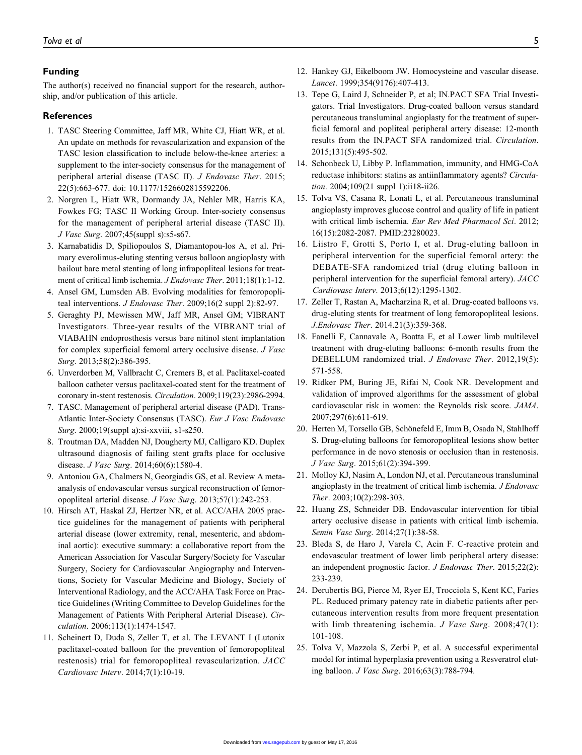## Funding

The author(s) received no financial support for the research, authorship, and/or publication of this article.

## References

1. TASC Steering Committee, Jaff MR, White CJ, Hiatt WR, et al. An update on methods for revascularization and expansion of the TASC lesion classification to include below-the-knee arteries: a supplement to the inter-society consensus for the management of peripheral arterial disease (TASC II). *J Endovasc Ther*. 2015; 22(5):663-677. doi: 10.1177/1526602815592206.
2. Norgren L, Hiatt WR, Dormandy JA, Nehler MR, Harris KA, Fowkes FG; TASC II Working Group. Inter-society consensus for the management of peripheral arterial disease (TASC II). *J Vasc Surg*. 2007;45(suppl s):s5-s67.
3. Karnabatidis D, Spiliopoulos S, Diamantopou-los A, et al. Primary everolimus-eluting stenting versus balloon angioplasty with bailout bare metal stenting of long infrapopliteal lesions for treatment of critical limb ischemia. *J Endovasc Ther*. 2011;18(1):1-12.
4. Ansel GM, Lumsden AB. Evolving modalities for femoropopliteal interventions. *J Endovasc Ther*. 2009;16(2 suppl 2):82-97.
5. Geraghty PJ, Mewissen MW, Jaff MR, Ansel GM; VIBRANT Investigators. Three-year results of the VIBRANT trial of VIABAHN endoprosthesis versus bare nitinol stent implantation for complex superficial femoral artery occlusive disease. *J Vasc Surg*. 2013;58(2):386-395.
6. Unverdorben M, Vallbracht C, Cremers B, et al. Paclitaxel-coated balloon catheter versus paclitaxel-coated stent for the treatment of coronary in-stent restenosis. *Circulation*. 2009;119(23):2986-2994.
7. TASC. Management of peripheral arterial disease (PAD). Trans-Atlantic Inter-Society Consensus (TASC). *Eur J Vasc Endovasc Surg*. 2000;19(suppl a):si-xxviii, s1-s250.
8. Troutman DA, Madden NJ, Dougherty MJ, Calligaro KD. Duplex ultrasound diagnosis of failing stent grafts place for occlusive disease. *J Vasc Surg*. 2014;60(6):1580-4.
9. Antoniou GA, Chalmers N, Georgiadis GS, et al. Review A meta-analysis of endovascular versus surgical reconstruction of femoropopliteal arterial disease. *J Vasc Surg*. 2013;57(1):242-253.
10. Hirsch AT, Haskal ZJ, Hertzer NR, et al. ACC/AHA 2005 practice guidelines for the management of patients with peripheral arterial disease (lower extremity, renal, mesenteric, and abdominal aortic): executive summary: a collaborative report from the American Association for Vascular Surgery/Society for Vascular Surgery, Society for Cardiovascular Angiography and Interventions, Society for Vascular Medicine and Biology, Society of Interventional Radiology, and the ACC/AHA Task Force on Practice Guidelines (Writing Committee to Develop Guidelines for the Management of Patients With Peripheral Arterial Disease). *Circulation*. 2006;113(1):1474-1547.
11. Scheinert D, Duda S, Zeller T, et al. The LEVANT I (Lutonix paclitaxel-coated balloon for the prevention of femoropopliteal restenosis) trial for femoropopliteal revascularization. *JACC Cardiovasc Interv*. 2014;7(1):10-19.
12. Hankey GJ, Eikelboom JW. Homocysteine and vascular disease. *Lancet*. 1999;354(9176):407-413.
13. Tepe G, Laird J, Schneider P, et al; IN.PACT SFA Trial Investigators. Trial Investigators. Drug-coated balloon versus standard percutaneous transluminal angioplasty for the treatment of superficial femoral and popliteal peripheral artery disease: 12-month results from the IN.PACT SFA randomized trial. *Circulation*. 2015;131(5):495-502.
14. Schonbeck U, Libby P. Inflammation, immunity, and HMG-CoA reductase inhibitors: statins as antiinflammatory agents? *Circulation*. 2004;109(21 suppl 1):ii18-ii26.
15. Tolva VS, Casana R, Lonati L, et al. Percutaneous transluminal angioplasty improves glucose control and quality of life in patient with critical limb ischemia. *Eur Rev Med Pharmacol Sci*. 2012; 16(15):2082-2087. PMID:23280023.
16. Liistro F, Grotti S, Porto I, et al. Drug-eluting balloon in peripheral intervention for the superficial femoral artery: the DEBATE-SFA randomized trial (drug eluting balloon in peripheral intervention for the superficial femoral artery). *JACC Cardiovasc Interv*. 2013;6(12):1295-1302.
17. Zeller T, Rastan A, Macharzina R, et al. Drug-coated balloons vs. drug-eluting stents for treatment of long femoropopliteal lesions. *J.Endovasc Ther*. 2014.21(3):359-368.
18. Fanelli F, Cannavale A, Boatta E, et al Lower limb multilevel treatment with drug-eluting balloons: 6-month results from the DEBELLUM randomized trial. *J Endovasc Ther*. 2012,19(5): 571-558.
19. Ridker PM, Buring JE, Rifai N, Cook NR. Development and validation of improved algorithms for the assessment of global cardiovascular risk in women: the Reynolds risk score. *JAMA*. 2007;297(6):611-619.
20. Herten M, Torsello GB, Schönefeld E, Imm B, Osada N, Stahlhoff S. Drug-eluting balloons for femoropopliteal lesions show better performance in de novo stenosis or occlusion than in restenosis. *J Vasc Surg*. 2015;61(2):394-399.
21. Molloy KJ, Nasim A, London NJ, et al. Percutaneous transluminal angioplasty in the treatment of critical limb ischemia. *J Endovasc Ther*. 2003;10(2):298-303.
22. Huang ZS, Schneider DB. Endovascular intervention for tibial artery occlusive disease in patients with critical limb ischemia. *Semin Vasc Surg*. 2014;27(1):38-58.
23. Bleda S, de Haro J, Varela C, Acin F. C-reactive protein and endovascular treatment of lower limb peripheral artery disease: an independent prognostic factor. *J Endovasc Ther*. 2015;22(2): 233-239.
24. Derubertis BG, Pierce M, Ryer EJ, Trocciola S, Kent KC, Faries PL. Reduced primary patency rate in diabetic patients after percutaneous intervention results from more frequent presentation with limb threatening ischemia. *J Vasc Surg*. 2008;47(1): 101-108.
25. Tolva V, Mazzola S, Zerbi P, et al. A successful experimental model for intimal hyperplasia prevention using a Resveratrol eluting balloon. *J Vasc Surg*. 2016;63(3):788-794.